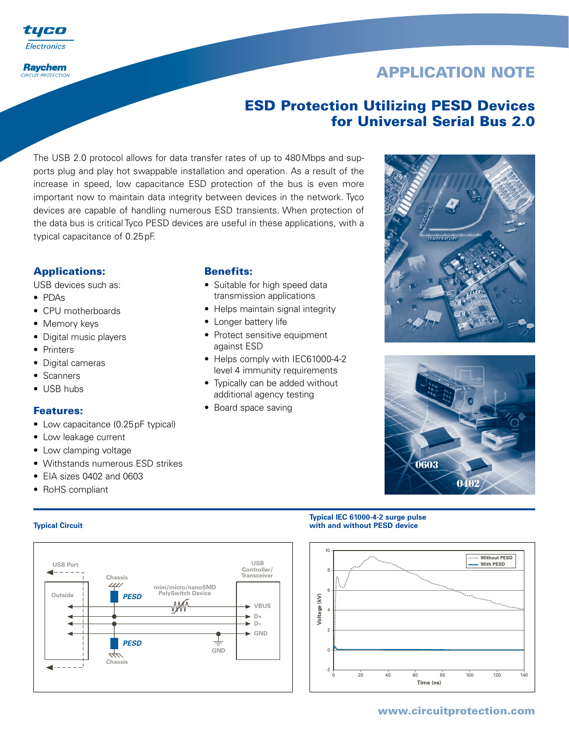# APPLICATION NOTE

## ESD Protection Utilizing PESD Devices for Universal Serial Bus 2.0

The USB 2.0 protocol allows for data transfer rates of up to 480 Mbps and supports plug and play hot swappable installation and operation. As a result of the increase in speed, low capacitance ESD protection of the bus is even more important now to maintain data integrity between devices in the network. Tyco devices are capable of handling numerous ESD transients. When protection of the data bus is critical Tyco PESD devices are useful in these applications, with a typical capacitance of 0.25 pF.

### Applications:

USB devices such as:

- PDAs
- CPU motherboards
- Memory keys
- Digital music players
- Printers
- Digital cameras
- Scanners
- USB hubs

### Features:

- Low capacitance (0.25 pF typical)
- Low leakage current
- Low clamping voltage
- Withstands numerous ESD strikes
- EIA sizes 0402 and 0603
- RoHS compliant

### Benefits:

- Suitable for high speed data transmission applications
- Helps maintain signal integrity
- Longer battery life
- Protect sensitive equipment against ESD
- Helps comply with IEC61000-4-2 level 4 immunity requirements
- Typically can be added without additional agency testing
- Board space saving

**Typical Circuit**

**Typical IEC 61000-4-2 surge pulse with and without PESD device**

www.circuitprotection.com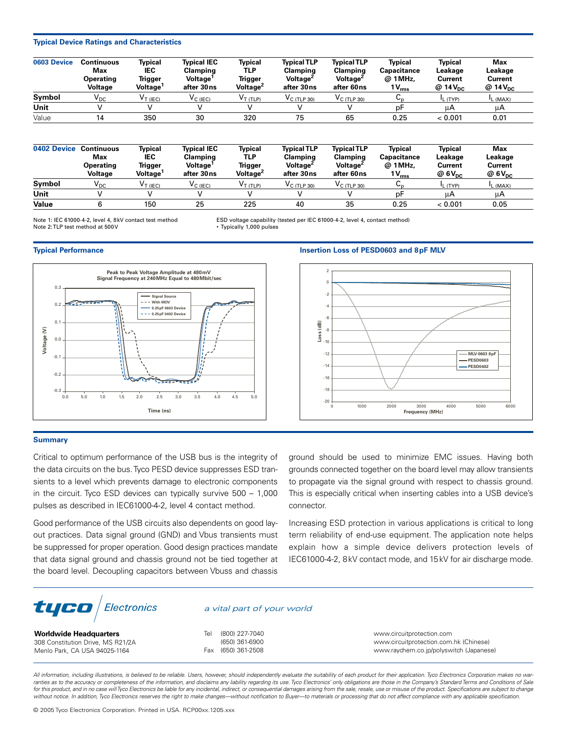### Typical Device Ratings and Characteristics

| 0603 Device | Continuous Max Operating Voltage | Typical IEC Trigger Voltage[1] | Typical IEC Clamping Voltage[1] after 30ns | Typical TLP Trigger Voltage[2] | Typical TLP Clamping Voltage[2] after 30ns | Typical TLP Clamping Voltage[2] after 60ns | Typical Capacitance @ 1MHz, 1$V_{rms}$ | Typical Leakage Current @ 14$V_{DC}$ | Max Leakage Current @ 14$V_{DC}$ |
|---|---|---|---|---|---|---|---|---|---|
| **Symbol** | $V_{DC}$ | $V_{T\ (IEC)}$ | $V_{C\ (IEC)}$ | $V_{T\ (TLP)}$ | $V_{C\ (TLP\ 30)}$ | $V_{C\ (TLP\ 30)}$ | $C_p$ | $I_{L\ (TYP)}$ | $I_{L\ (MAX)}$ |
| **Unit** | V | V | V | V | V | V | pF | μA | μA |
| Value | 14 | 350 | 30 | 320 | 75 | 65 | 0.25 | < 0.001 | 0.01 |

| 0402 Device | Continuous Max Operating Voltage | Typical IEC Trigger Voltage[1] | Typical IEC Clamping Voltage[1] after 30ns | Typical TLP Trigger Voltage[2] | Typical TLP Clamping Voltage[2] after 30ns | Typical TLP Clamping Voltage[2] after 60ns | Typical Capacitance @ 1MHz, 1$V_{rms}$ | Typical Leakage Current @ 6$V_{DC}$ | Max Leakage Current @ 6$V_{DC}$ |
|---|---|---|---|---|---|---|---|---|---|
| **Symbol** | $V_{DC}$ | $V_{T\ (IEC)}$ | $V_{C\ (IEC)}$ | $V_{T\ (TLP)}$ | $V_{C\ (TLP\ 30)}$ | $V_{C\ (TLP\ 30)}$ | $C_p$ | $I_{L\ (TYP)}$ | $I_{L\ (MAX)}$ |
| **Unit** | V | V | V | V | V | V | pF | μA | μA |
| **Value** | 6 | 150 | 25 | 225 | 40 | 35 | 0.25 | < 0.001 | 0.05 |

Note 1: IEC 61000-4-2, level 4, 8kV contact test method
Note 2: TLP test method at 500V

ESD voltage capability (tested per IEC 61000-4-2, level 4, contact method)
- Typically 1,000 pulses

### Typical Performance

Peak to Peak Voltage Amplitude at 480mV
Signal Frequency at 240MHz Equal to 480Mbit/sec

Signal Source
With MOV
0.25pF 0603 Device
0.25pF 0402 Device

Voltage (V)
Time (ns)

### Insertion Loss of PESD0603 and 8pF MLV

MLV-0603 8pF
PESD0603
PESD0402

Loss (dB)
Frequency (MHz)

### Summary

Critical to optimum performance of the USB bus is the integrity of the data circuits on the bus. Tyco PESD device suppresses ESD transients to a level which prevents damage to electronic components in the circuit. Tyco ESD devices can typically survive 500 – 1,000 pulses as described in IEC61000-4-2, level 4 contact method.

Good performance of the USB circuits also dependents on good layout practices. Data signal ground (GND) and Vbus transients must be suppressed for proper operation. Good design practices mandate that data signal ground and chassis ground not be tied together at the board level. Decoupling capacitors between Vbuss and chassis ground should be used to minimize EMC issues. Having both grounds connected together on the board level may allow transients to propagate via the signal ground with respect to chassis ground. This is especially critical when inserting cables into a USB device's connector.

Increasing ESD protection in various applications is critical to long term reliability of end-use equipment. The application note helps explain how a simple device delivers protection levels of IEC61000-4-2, 8kV contact mode, and 15kV for air discharge mode.

tyco Electronics

*a vital part of your world*

**Worldwide Headquarters**
308 Constitution Drive, MS R21/2A
Menlo Park, CA USA 94025-1164

Tel (800) 227-7040
(650) 361-6900
Fax (650) 361-2508

www.circuitprotection.com
www.circuitprotection.com.hk (Chinese)
www.raychem.co.jp/polyswitch (Japanese)

*All information, including illustrations, is believed to be reliable. Users, however, should independently evaluate the suitability of each product for their application. Tyco Electronics Corporation makes no warranties as to the accuracy or completeness of the information, and disclaims any liability regarding its use. Tyco Electronics' only obligations are those in the Company's Standard Terms and Conditions of Sale for this product, and in no case will Tyco Electronics be liable for any incidental, indirect, or consequential damages arising from the sale, resale, use or misuse of the product. Specifications are subject to change without notice. In addition, Tyco Electronics reserves the right to make changes—without notification to Buyer—to materials or processing that do not affect compliance with any applicable specification.*

© 2005 Tyco Electronics Corporation. Printed in USA. RCP00xx.1205.xxx